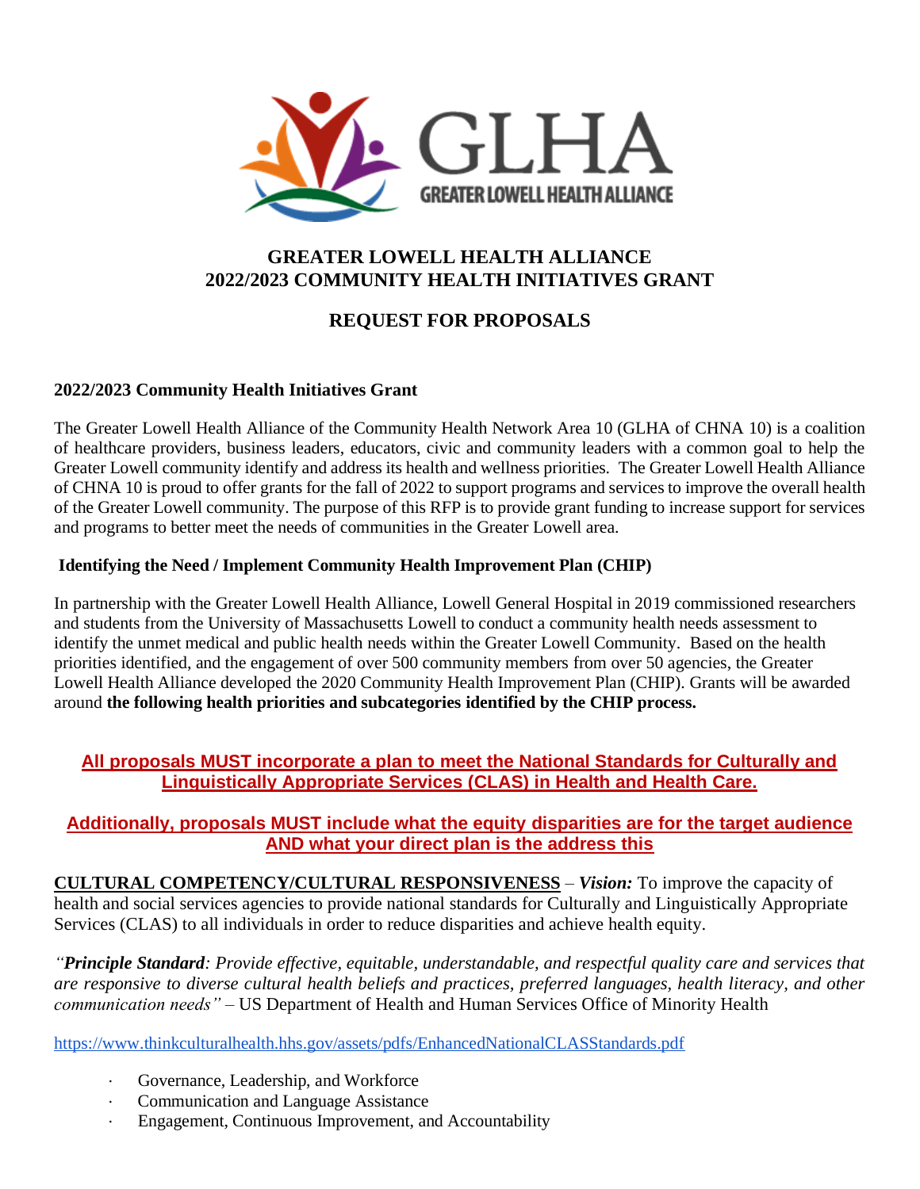# GREATER LOWELL HEALTH ALLIANCE
# 2022/2023 COMMUNITY HEALTH INITIATIVES GRANT

## REQUEST FOR PROPOSALS

### 2022/2023 Community Health Initiatives Grant

The Greater Lowell Health Alliance of the Community Health Network Area 10 (GLHA of CHNA 10) is a coalition of healthcare providers, business leaders, educators, civic and community leaders with a common goal to help the Greater Lowell community identify and address its health and wellness priorities. The Greater Lowell Health Alliance of CHNA 10 is proud to offer grants for the fall of 2022 to support programs and services to improve the overall health of the Greater Lowell community. The purpose of this RFP is to provide grant funding to increase support for services and programs to better meet the needs of communities in the Greater Lowell area.

### Identifying the Need / Implement Community Health Improvement Plan (CHIP)

In partnership with the Greater Lowell Health Alliance, Lowell General Hospital in 2019 commissioned researchers and students from the University of Massachusetts Lowell to conduct a community health needs assessment to identify the unmet medical and public health needs within the Greater Lowell Community. Based on the health priorities identified, and the engagement of over 500 community members from over 50 agencies, the Greater Lowell Health Alliance developed the 2020 Community Health Improvement Plan (CHIP). Grants will be awarded around **the following health priorities and subcategories identified by the CHIP process.**

**All proposals MUST incorporate a plan to meet the National Standards for Culturally and Linguistically Appropriate Services (CLAS) in Health and Health Care.**

**Additionally, proposals MUST include what the equity disparities are for the target audience AND what your direct plan is the address this**

**CULTURAL COMPETENCY/CULTURAL RESPONSIVENESS** – ***Vision:*** To improve the capacity of health and social services agencies to provide national standards for Culturally and Linguistically Appropriate Services (CLAS) to all individuals in order to reduce disparities and achieve health equity.

*"**Principle Standard**: Provide effective, equitable, understandable, and respectful quality care and services that are responsive to diverse cultural health beliefs and practices, preferred languages, health literacy, and other communication needs"* – US Department of Health and Human Services Office of Minority Health

https://www.thinkculturalhealth.hhs.gov/assets/pdfs/EnhancedNationalCLASStandards.pdf

- Governance, Leadership, and Workforce
- Communication and Language Assistance
- Engagement, Continuous Improvement, and Accountability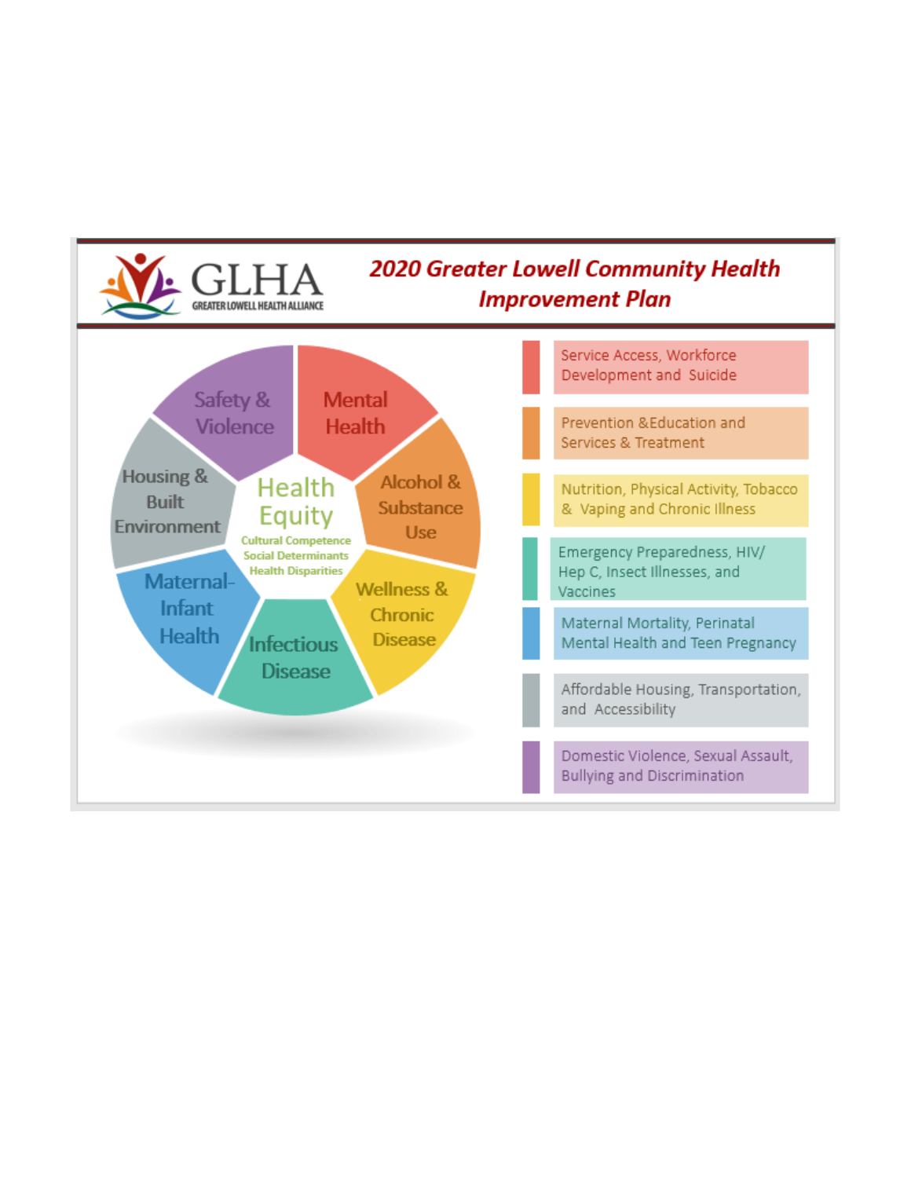GLHA
GREATER LOWELL HEALTH ALLIANCE

## *2020 Greater Lowell Community Health Improvement Plan*

**Health Equity**
Cultural Competence
Social Determinants
Health Disparities

- **Mental Health**: Service Access, Workforce Development and Suicide
- **Alcohol & Substance Use**: Prevention & Education and Services & Treatment
- **Wellness & Chronic Disease**: Nutrition, Physical Activity, Tobacco & Vaping and Chronic Illness
- **Infectious Disease**: Emergency Preparedness, HIV/ Hep C, Insect Illnesses, and Vaccines
- **Maternal-Infant Health**: Maternal Mortality, Perinatal Mental Health and Teen Pregnancy
- **Housing & Built Environment**: Affordable Housing, Transportation, and Accessibility
- **Safety & Violence**: Domestic Violence, Sexual Assault, Bullying and Discrimination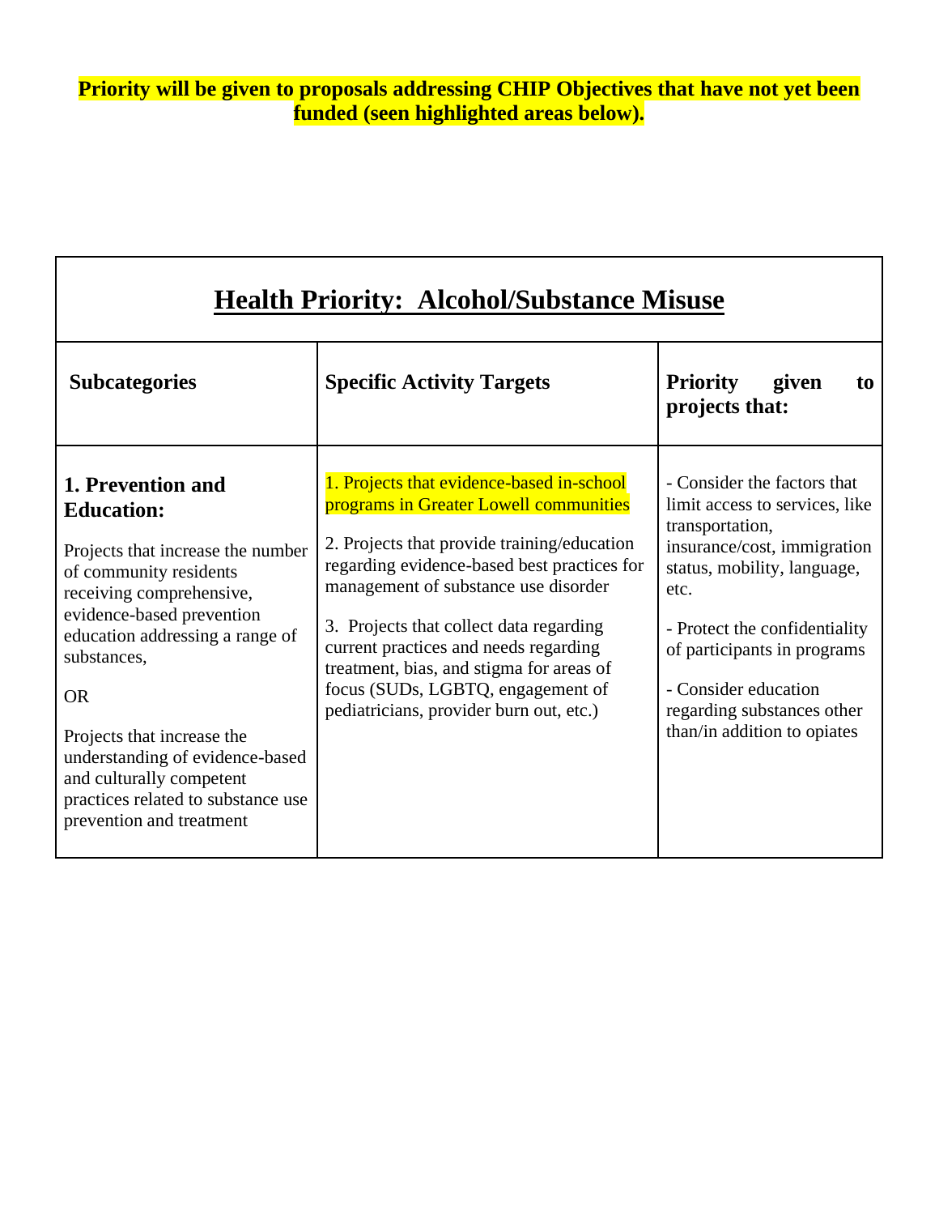**Priority will be given to proposals addressing CHIP Objectives that have not yet been funded (seen highlighted areas below).**

| **Health Priority: Alcohol/Substance Misuse** | | |
|---|---|---|
| **Subcategories** | **Specific Activity Targets** | **Priority given to projects that:** |
| **1. Prevention and Education:**<br><br>Projects that increase the number of community residents receiving comprehensive, evidence-based prevention education addressing a range of substances,<br><br>OR<br><br>Projects that increase the understanding of evidence-based and culturally competent practices related to substance use prevention and treatment | 1. Projects that evidence-based in-school programs in Greater Lowell communities<br><br>2. Projects that provide training/education regarding evidence-based best practices for management of substance use disorder<br><br>3. Projects that collect data regarding current practices and needs regarding treatment, bias, and stigma for areas of focus (SUDs, LGBTQ, engagement of pediatricians, provider burn out, etc.) | - Consider the factors that limit access to services, like transportation, insurance/cost, immigration status, mobility, language, etc.<br><br>- Protect the confidentiality of participants in programs<br><br>- Consider education regarding substances other than/in addition to opiates |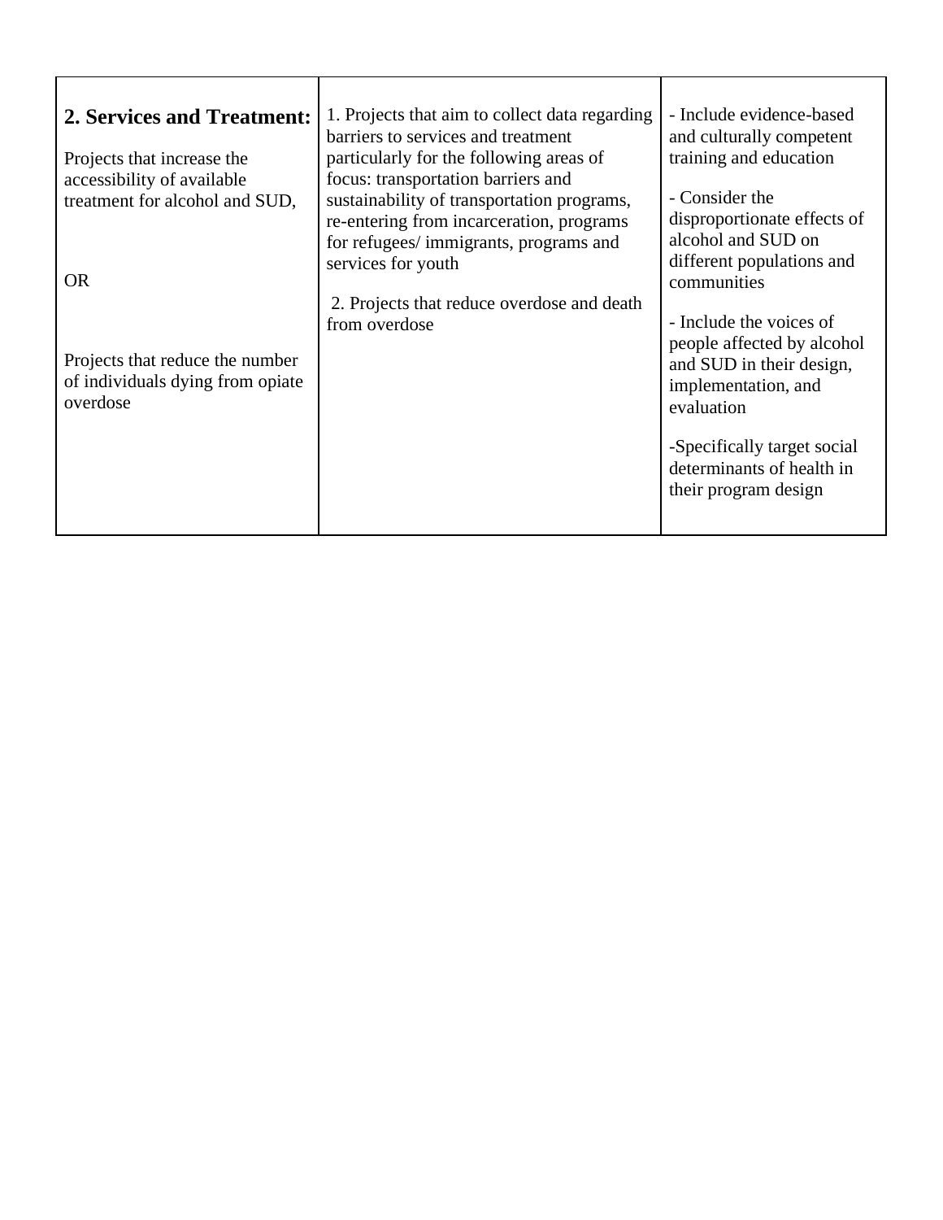| **2. Services and Treatment:**<br><br>Projects that increase the accessibility of available treatment for alcohol and SUD,<br><br>OR<br><br>Projects that reduce the number of individuals dying from opiate overdose | 1. Projects that aim to collect data regarding barriers to services and treatment particularly for the following areas of focus: transportation barriers and sustainability of transportation programs, re-entering from incarceration, programs for refugees/ immigrants, programs and services for youth<br><br>2. Projects that reduce overdose and death from overdose | - Include evidence-based and culturally competent training and education<br><br>- Consider the disproportionate effects of alcohol and SUD on different populations and communities<br><br>- Include the voices of people affected by alcohol and SUD in their design, implementation, and evaluation<br><br>-Specifically target social determinants of health in their program design |
|---|---|---|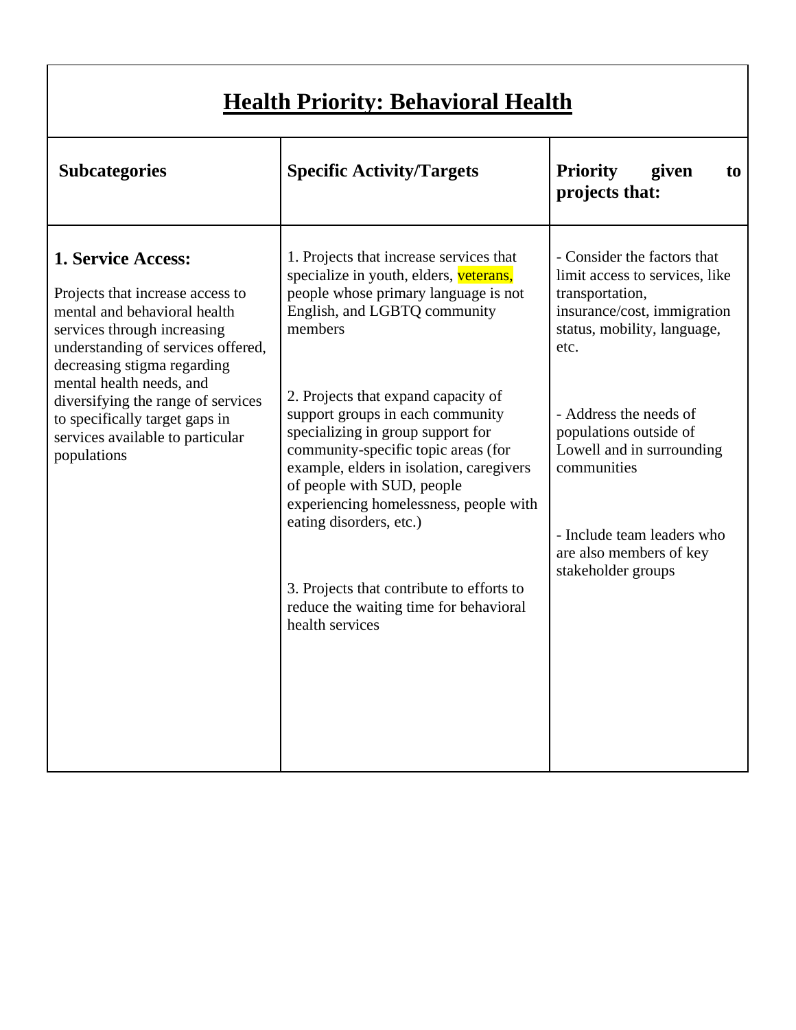## Health Priority: Behavioral Health

| Subcategories | Specific Activity/Targets | Priority given to projects that: |
|---|---|---|
| **1. Service Access:**<br><br>Projects that increase access to mental and behavioral health services through increasing understanding of services offered, decreasing stigma regarding mental health needs, and diversifying the range of services to specifically target gaps in services available to particular populations | 1. Projects that increase services that specialize in youth, elders, veterans, people whose primary language is not English, and LGBTQ community members<br><br>2. Projects that expand capacity of support groups in each community specializing in group support for community-specific topic areas (for example, elders in isolation, caregivers of people with SUD, people experiencing homelessness, people with eating disorders, etc.)<br><br>3. Projects that contribute to efforts to reduce the waiting time for behavioral health services | - Consider the factors that limit access to services, like transportation, insurance/cost, immigration status, mobility, language, etc.<br><br>- Address the needs of populations outside of Lowell and in surrounding communities<br><br>- Include team leaders who are also members of key stakeholder groups |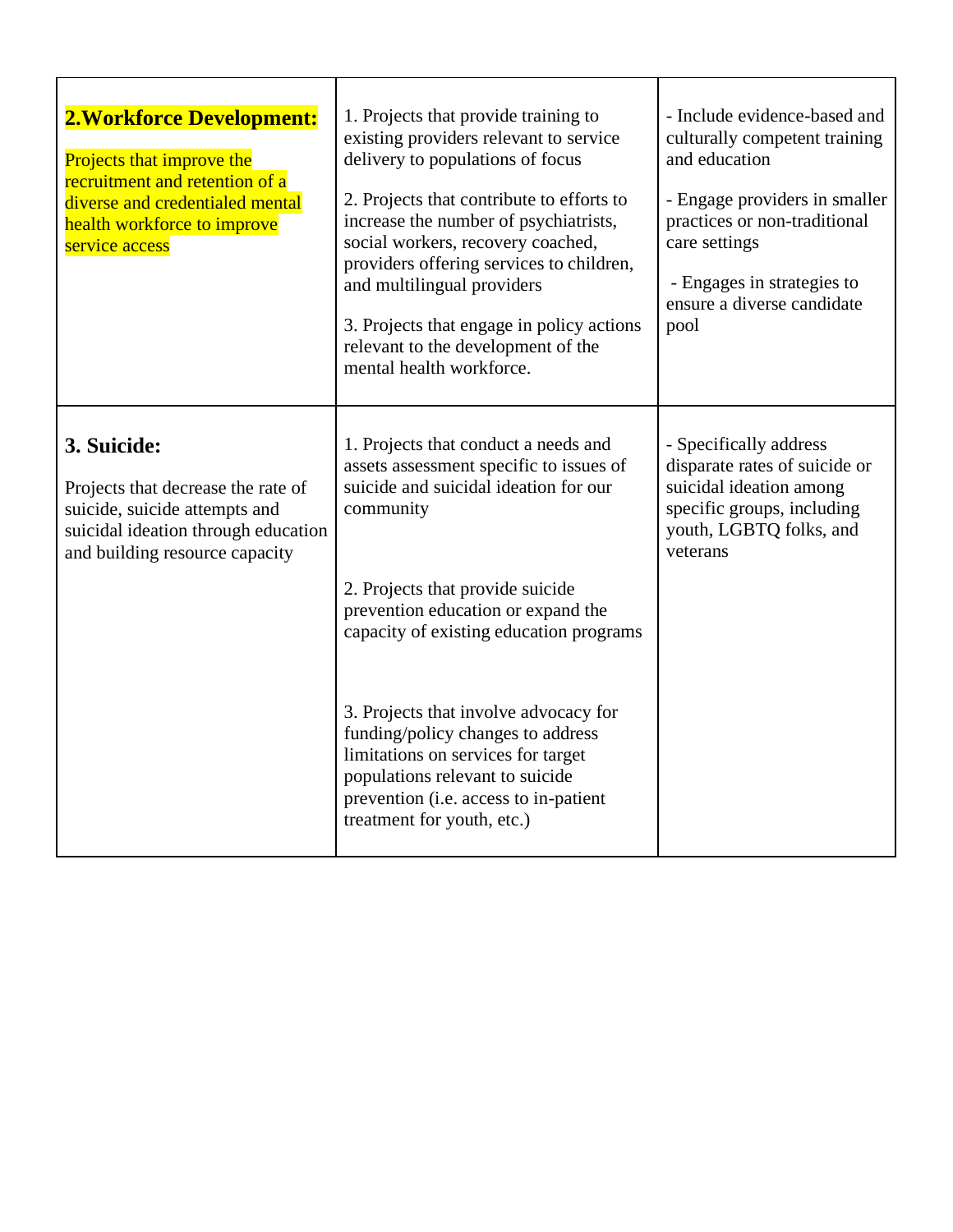| **2.Workforce Development:**<br><br>Projects that improve the recruitment and retention of a diverse and credentialed mental health workforce to improve service access | 1. Projects that provide training to existing providers relevant to service delivery to populations of focus<br><br>2. Projects that contribute to efforts to increase the number of psychiatrists, social workers, recovery coached, providers offering services to children, and multilingual providers<br><br>3. Projects that engage in policy actions relevant to the development of the mental health workforce. | - Include evidence-based and culturally competent training and education<br><br>- Engage providers in smaller practices or non-traditional care settings<br><br>- Engages in strategies to ensure a diverse candidate pool |
|---|---|---|
| **3. Suicide:**<br><br>Projects that decrease the rate of suicide, suicide attempts and suicidal ideation through education and building resource capacity | 1. Projects that conduct a needs and assets assessment specific to issues of suicide and suicidal ideation for our community<br><br>2. Projects that provide suicide prevention education or expand the capacity of existing education programs<br><br>3. Projects that involve advocacy for funding/policy changes to address limitations on services for target populations relevant to suicide prevention (i.e. access to in-patient treatment for youth, etc.) | - Specifically address disparate rates of suicide or suicidal ideation among specific groups, including youth, LGBTQ folks, and veterans |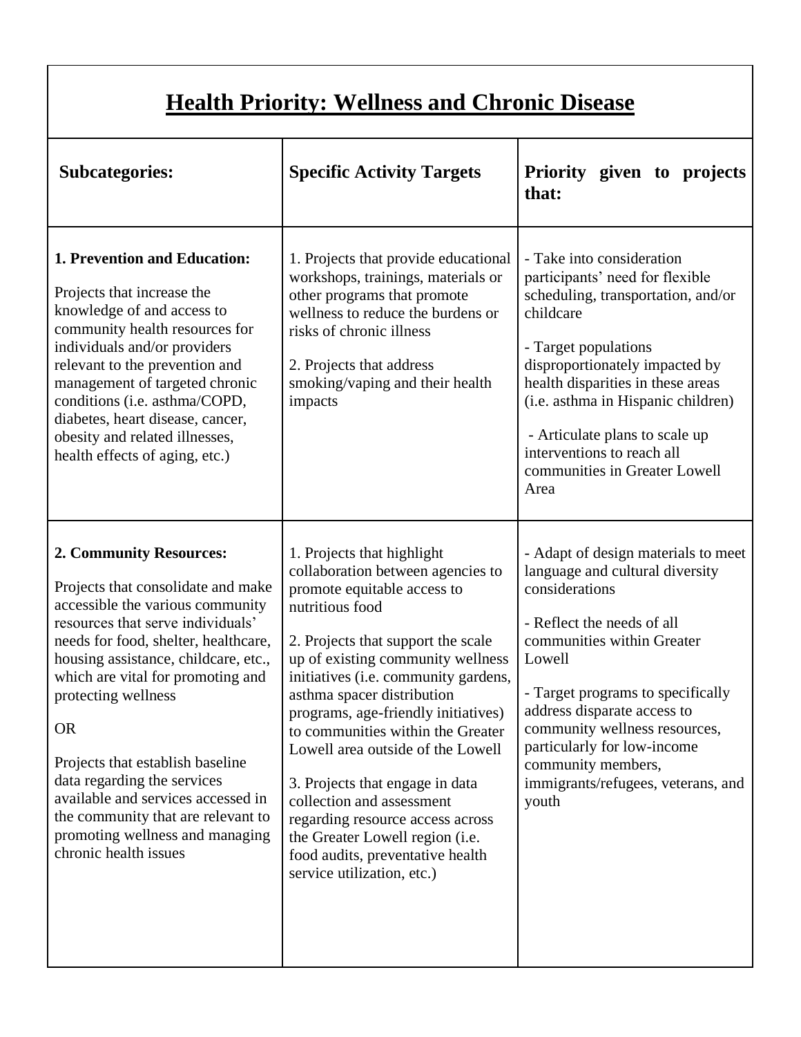## Health Priority: Wellness and Chronic Disease

| Subcategories: | Specific Activity Targets | Priority given to projects that: |
|---|---|---|
| **1. Prevention and Education:**<br><br>Projects that increase the knowledge of and access to community health resources for individuals and/or providers relevant to the prevention and management of targeted chronic conditions (i.e. asthma/COPD, diabetes, heart disease, cancer, obesity and related illnesses, health effects of aging, etc.) | 1. Projects that provide educational workshops, trainings, materials or other programs that promote wellness to reduce the burdens or risks of chronic illness<br><br>2. Projects that address smoking/vaping and their health impacts | - Take into consideration participants' need for flexible scheduling, transportation, and/or childcare<br><br>- Target populations disproportionately impacted by health disparities in these areas (i.e. asthma in Hispanic children)<br><br>- Articulate plans to scale up interventions to reach all communities in Greater Lowell Area |
| **2. Community Resources:**<br><br>Projects that consolidate and make accessible the various community resources that serve individuals' needs for food, shelter, healthcare, housing assistance, childcare, etc., which are vital for promoting and protecting wellness<br><br>OR<br><br>Projects that establish baseline data regarding the services available and services accessed in the community that are relevant to promoting wellness and managing chronic health issues | 1. Projects that highlight collaboration between agencies to promote equitable access to nutritious food<br><br>2. Projects that support the scale up of existing community wellness initiatives (i.e. community gardens, asthma spacer distribution programs, age-friendly initiatives) to communities within the Greater Lowell area outside of the Lowell<br><br>3. Projects that engage in data collection and assessment regarding resource access across the Greater Lowell region (i.e. food audits, preventative health service utilization, etc.) | - Adapt of design materials to meet language and cultural diversity considerations<br><br>- Reflect the needs of all communities within Greater Lowell<br><br>- Target programs to specifically address disparate access to community wellness resources, particularly for low-income community members, immigrants/refugees, veterans, and youth |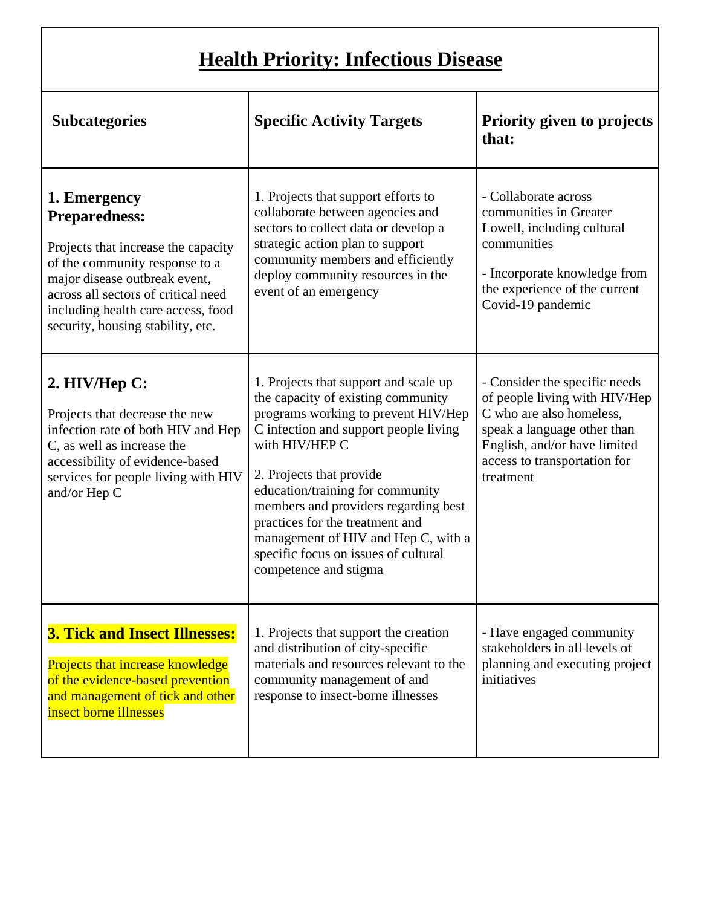## Health Priority: Infectious Disease

| Subcategories | Specific Activity Targets | Priority given to projects that: |
| --- | --- | --- |
| **1. Emergency Preparedness:**<br><br>Projects that increase the capacity of the community response to a major disease outbreak event, across all sectors of critical need including health care access, food security, housing stability, etc. | 1. Projects that support efforts to collaborate between agencies and sectors to collect data or develop a strategic action plan to support community members and efficiently deploy community resources in the event of an emergency | - Collaborate across communities in Greater Lowell, including cultural communities<br><br>- Incorporate knowledge from the experience of the current Covid-19 pandemic |
| **2. HIV/Hep C:**<br><br>Projects that decrease the new infection rate of both HIV and Hep C, as well as increase the accessibility of evidence-based services for people living with HIV and/or Hep C | 1. Projects that support and scale up the capacity of existing community programs working to prevent HIV/Hep C infection and support people living with HIV/HEP C<br><br>2. Projects that provide education/training for community members and providers regarding best practices for the treatment and management of HIV and Hep C, with a specific focus on issues of cultural competence and stigma | - Consider the specific needs of people living with HIV/Hep C who are also homeless, speak a language other than English, and/or have limited access to transportation for treatment |
| **3. Tick and Insect Illnesses:**<br><br>Projects that increase knowledge of the evidence-based prevention and management of tick and other insect borne illnesses | 1. Projects that support the creation and distribution of city-specific materials and resources relevant to the community management of and response to insect-borne illnesses | - Have engaged community stakeholders in all levels of planning and executing project initiatives |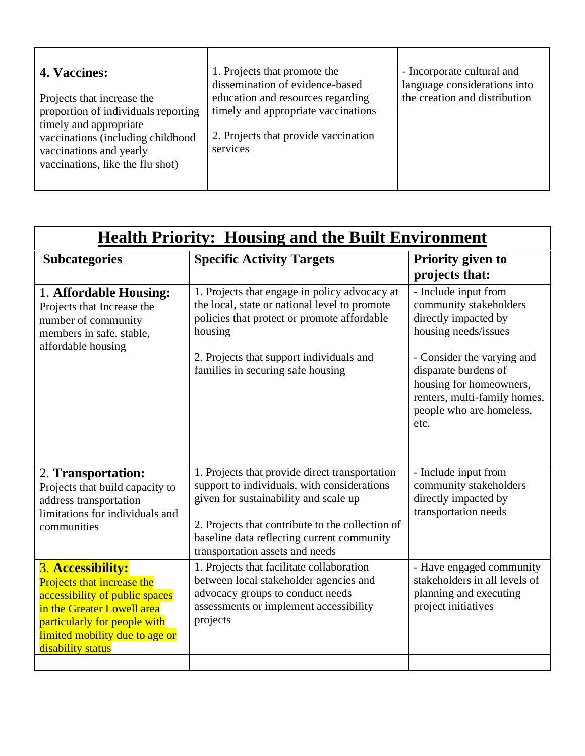| **4. Vaccines:** Projects that increase the proportion of individuals reporting timely and appropriate vaccinations (including childhood vaccinations and yearly vaccinations, like the flu shot) | 1. Projects that promote the dissemination of evidence-based education and resources regarding timely and appropriate vaccinations<br><br>2. Projects that provide vaccination services | - Incorporate cultural and language considerations into the creation and distribution |
|---|---|---|

| **Health Priority: Housing and the Built Environment** | | |
|---|---|---|
| **Subcategories** | **Specific Activity Targets** | **Priority given to projects that:** |
| 1. **Affordable Housing:** Projects that Increase the number of community members in safe, stable, affordable housing | 1. Projects that engage in policy advocacy at the local, state or national level to promote policies that protect or promote affordable housing<br><br>2. Projects that support individuals and families in securing safe housing | - Include input from community stakeholders directly impacted by housing needs/issues<br><br>- Consider the varying and disparate burdens of housing for homeowners, renters, multi-family homes, people who are homeless, etc. |
| 2. **Transportation:** Projects that build capacity to address transportation limitations for individuals and communities | 1. Projects that provide direct transportation support to individuals, with considerations given for sustainability and scale up<br><br>2. Projects that contribute to the collection of baseline data reflecting current community transportation assets and needs | - Include input from community stakeholders directly impacted by transportation needs |
| 3. **Accessibility:** Projects that increase the accessibility of public spaces in the Greater Lowell area particularly for people with limited mobility due to age or disability status | 1. Projects that facilitate collaboration between local stakeholder agencies and advocacy groups to conduct needs assessments or implement accessibility projects | - Have engaged community stakeholders in all levels of planning and executing project initiatives |
| | | |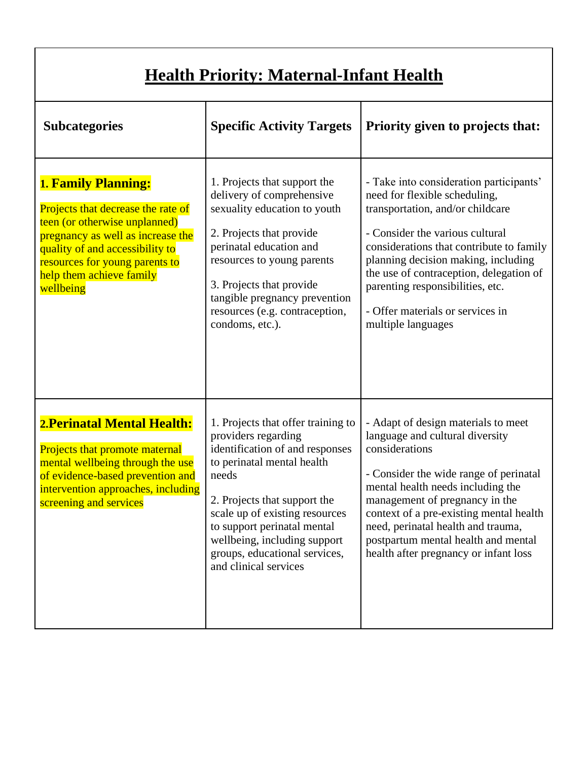| **Health Priority: Maternal-Infant Health** | | |
|---|---|---|
| **Subcategories** | **Specific Activity Targets** | **Priority given to projects that:** |
| **1. Family Planning:**<br><br>Projects that decrease the rate of teen (or otherwise unplanned) pregnancy as well as increase the quality of and accessibility to resources for young parents to help them achieve family wellbeing | 1. Projects that support the delivery of comprehensive sexuality education to youth<br><br>2. Projects that provide perinatal education and resources to young parents<br><br>3. Projects that provide tangible pregnancy prevention resources (e.g. contraception, condoms, etc.). | - Take into consideration participants' need for flexible scheduling, transportation, and/or childcare<br><br>- Consider the various cultural considerations that contribute to family planning decision making, including the use of contraception, delegation of parenting responsibilities, etc.<br><br>- Offer materials or services in multiple languages |
| **2.Perinatal Mental Health:**<br><br>Projects that promote maternal mental wellbeing through the use of evidence-based prevention and intervention approaches, including screening and services | 1. Projects that offer training to providers regarding identification of and responses to perinatal mental health needs<br><br>2. Projects that support the scale up of existing resources to support perinatal mental wellbeing, including support groups, educational services, and clinical services | - Adapt of design materials to meet language and cultural diversity considerations<br><br>- Consider the wide range of perinatal mental health needs including the management of pregnancy in the context of a pre-existing mental health need, perinatal health and trauma, postpartum mental health and mental health after pregnancy or infant loss |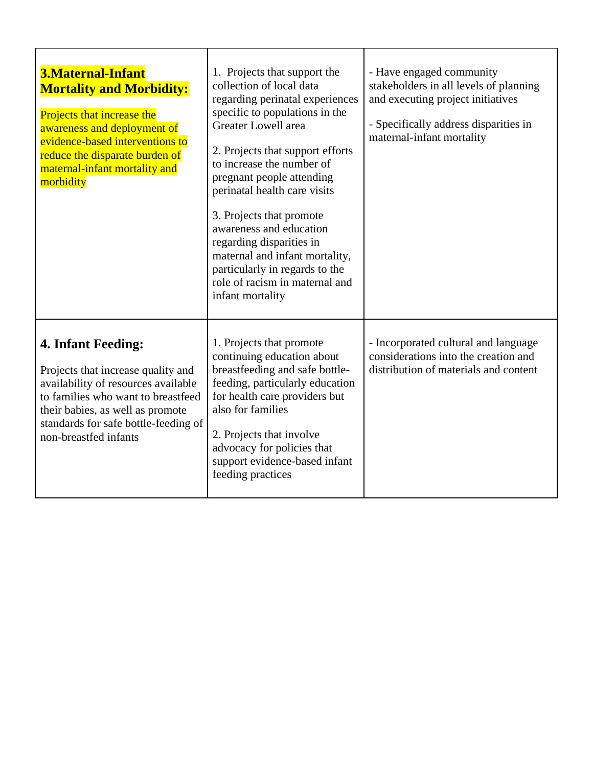| | | |
|---|---|---|
| **3.Maternal-Infant Mortality and Morbidity:**<br><br>Projects that increase the awareness and deployment of evidence-based interventions to reduce the disparate burden of maternal-infant mortality and morbidity | 1. Projects that support the collection of local data regarding perinatal experiences specific to populations in the Greater Lowell area<br><br>2. Projects that support efforts to increase the number of pregnant people attending perinatal health care visits<br><br>3. Projects that promote awareness and education regarding disparities in maternal and infant mortality, particularly in regards to the role of racism in maternal and infant mortality | - Have engaged community stakeholders in all levels of planning and executing project initiatives<br><br>- Specifically address disparities in maternal-infant mortality |
| **4. Infant Feeding:**<br><br>Projects that increase quality and availability of resources available to families who want to breastfeed their babies, as well as promote standards for safe bottle-feeding of non-breastfed infants | 1. Projects that promote continuing education about breastfeeding and safe bottle-feeding, particularly education for health care providers but also for families<br><br>2. Projects that involve advocacy for policies that support evidence-based infant feeding practices | - Incorporated cultural and language considerations into the creation and distribution of materials and content |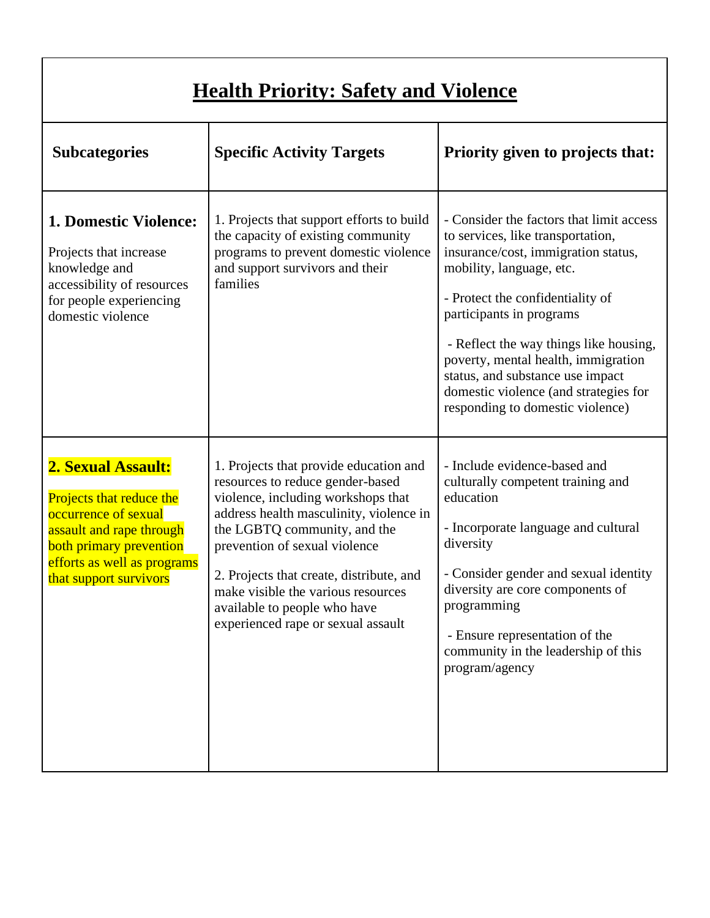| Health Priority: Safety and Violence | | |
|---|---|---|
| **Subcategories** | **Specific Activity Targets** | **Priority given to projects that:** |
| **1. Domestic Violence:** Projects that increase knowledge and accessibility of resources for people experiencing domestic violence | 1. Projects that support efforts to build the capacity of existing community programs to prevent domestic violence and support survivors and their families | - Consider the factors that limit access to services, like transportation, insurance/cost, immigration status, mobility, language, etc. <br> - Protect the confidentiality of participants in programs <br> - Reflect the way things like housing, poverty, mental health, immigration status, and substance use impact domestic violence (and strategies for responding to domestic violence) |
| **2. Sexual Assault:** Projects that reduce the occurrence of sexual assault and rape through both primary prevention efforts as well as programs that support survivors | 1. Projects that provide education and resources to reduce gender-based violence, including workshops that address health masculinity, violence in the LGBTQ community, and the prevention of sexual violence <br> 2. Projects that create, distribute, and make visible the various resources available to people who have experienced rape or sexual assault | - Include evidence-based and culturally competent training and education <br> - Incorporate language and cultural diversity <br> - Consider gender and sexual identity diversity are core components of programming <br> - Ensure representation of the community in the leadership of this program/agency |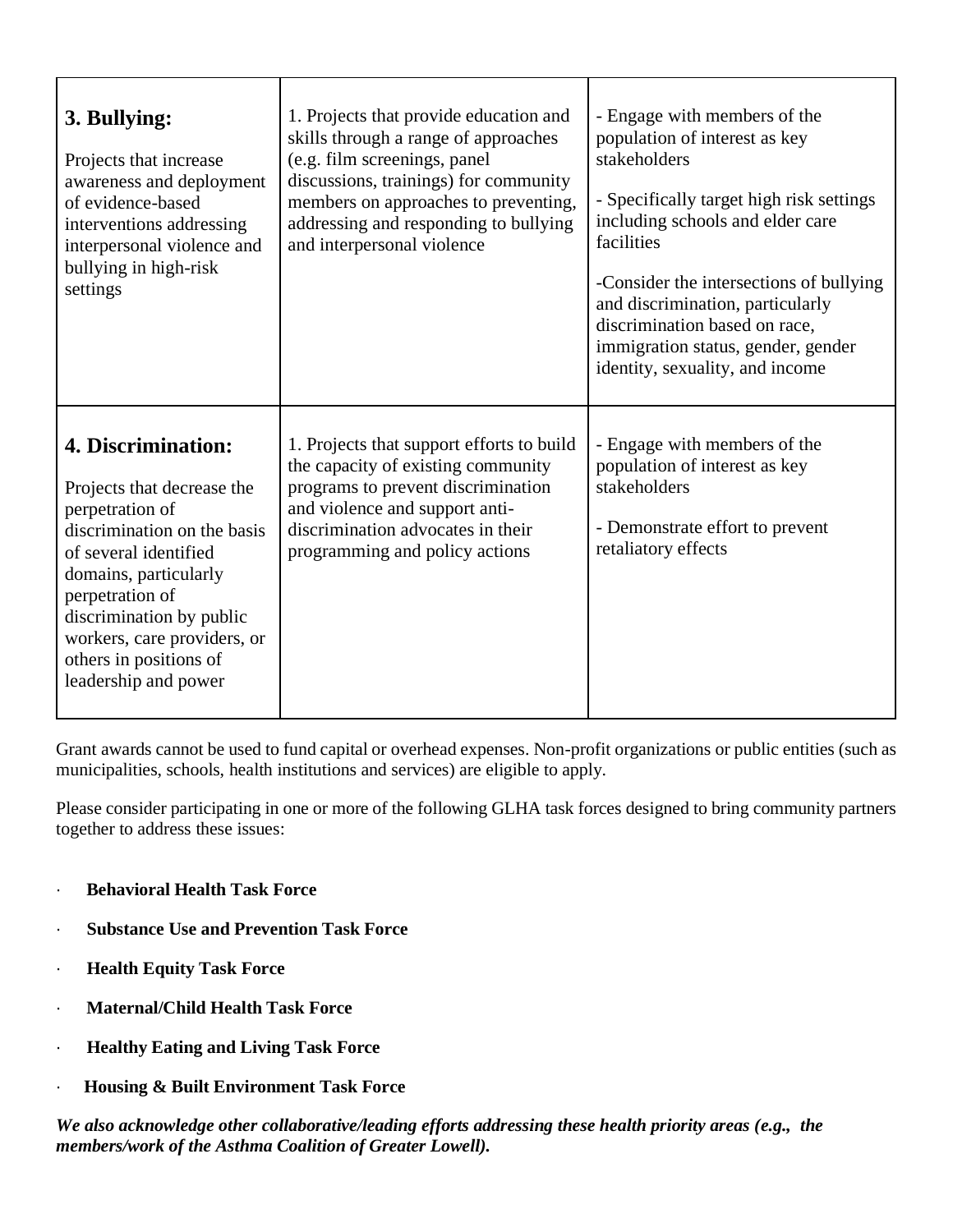| **3. Bullying:**<br><br>Projects that increase awareness and deployment of evidence-based interventions addressing interpersonal violence and bullying in high-risk settings | 1. Projects that provide education and skills through a range of approaches (e.g. film screenings, panel discussions, trainings) for community members on approaches to preventing, addressing and responding to bullying and interpersonal violence | - Engage with members of the population of interest as key stakeholders<br><br>- Specifically target high risk settings including schools and elder care facilities<br><br>-Consider the intersections of bullying and discrimination, particularly discrimination based on race, immigration status, gender, gender identity, sexuality, and income |
|---|---|---|
| **4. Discrimination:**<br><br>Projects that decrease the perpetration of discrimination on the basis of several identified domains, particularly perpetration of discrimination by public workers, care providers, or others in positions of leadership and power | 1. Projects that support efforts to build the capacity of existing community programs to prevent discrimination and violence and support anti-discrimination advocates in their programming and policy actions | - Engage with members of the population of interest as key stakeholders<br><br>- Demonstrate effort to prevent retaliatory effects |

Grant awards cannot be used to fund capital or overhead expenses. Non-profit organizations or public entities (such as municipalities, schools, health institutions and services) are eligible to apply.

Please consider participating in one or more of the following GLHA task forces designed to bring community partners together to address these issues:

- **Behavioral Health Task Force**
- **Substance Use and Prevention Task Force**
- **Health Equity Task Force**
- **Maternal/Child Health Task Force**
- **Healthy Eating and Living Task Force**
- **Housing & Built Environment Task Force**

***We also acknowledge other collaborative/leading efforts addressing these health priority areas (e.g., the members/work of the Asthma Coalition of Greater Lowell).***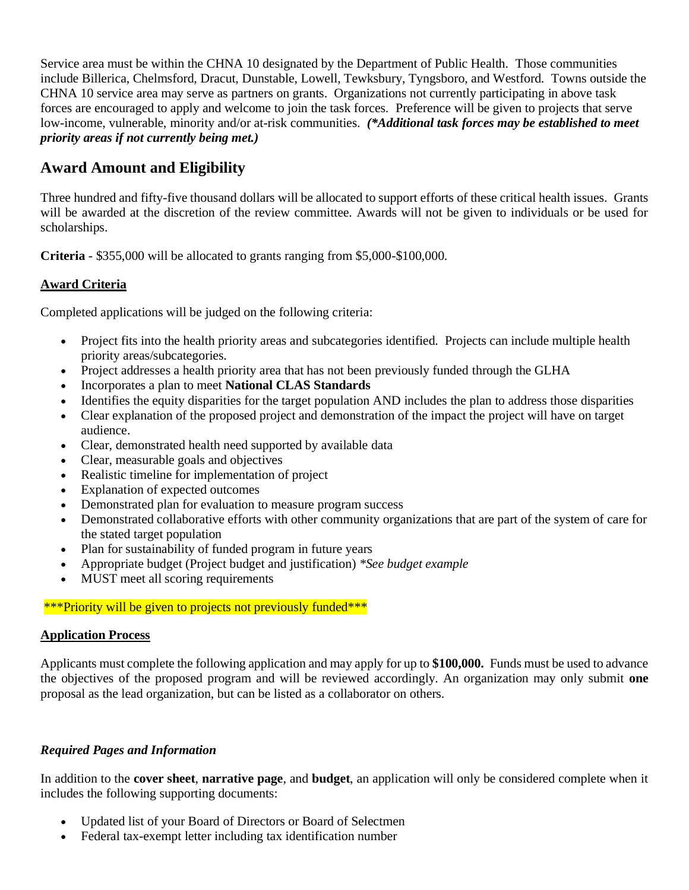Service area must be within the CHNA 10 designated by the Department of Public Health. Those communities include Billerica, Chelmsford, Dracut, Dunstable, Lowell, Tewksbury, Tyngsboro, and Westford. Towns outside the CHNA 10 service area may serve as partners on grants. Organizations not currently participating in above task forces are encouraged to apply and welcome to join the task forces. Preference will be given to projects that serve low-income, vulnerable, minority and/or at-risk communities. ***(*Additional task forces may be established to meet priority areas if not currently being met.)***

## Award Amount and Eligibility

Three hundred and fifty-five thousand dollars will be allocated to support efforts of these critical health issues. Grants will be awarded at the discretion of the review committee. Awards will not be given to individuals or be used for scholarships.

**Criteria** - $355,000 will be allocated to grants ranging from $5,000-$100,000.

**Award Criteria**

Completed applications will be judged on the following criteria:

- Project fits into the health priority areas and subcategories identified. Projects can include multiple health priority areas/subcategories.
- Project addresses a health priority area that has not been previously funded through the GLHA
- Incorporates a plan to meet **National CLAS Standards**
- Identifies the equity disparities for the target population AND includes the plan to address those disparities
- Clear explanation of the proposed project and demonstration of the impact the project will have on target audience.
- Clear, demonstrated health need supported by available data
- Clear, measurable goals and objectives
- Realistic timeline for implementation of project
- Explanation of expected outcomes
- Demonstrated plan for evaluation to measure program success
- Demonstrated collaborative efforts with other community organizations that are part of the system of care for the stated target population
- Plan for sustainability of funded program in future years
- Appropriate budget (Project budget and justification) *\*See budget example*
- MUST meet all scoring requirements

\*\*\*Priority will be given to projects not previously funded\*\*\*

**Application Process**

Applicants must complete the following application and may apply for up to **$100,000.** Funds must be used to advance the objectives of the proposed program and will be reviewed accordingly. An organization may only submit **one** proposal as the lead organization, but can be listed as a collaborator on others.

***Required Pages and Information***

In addition to the **cover sheet**, **narrative page**, and **budget**, an application will only be considered complete when it includes the following supporting documents:

- Updated list of your Board of Directors or Board of Selectmen
- Federal tax-exempt letter including tax identification number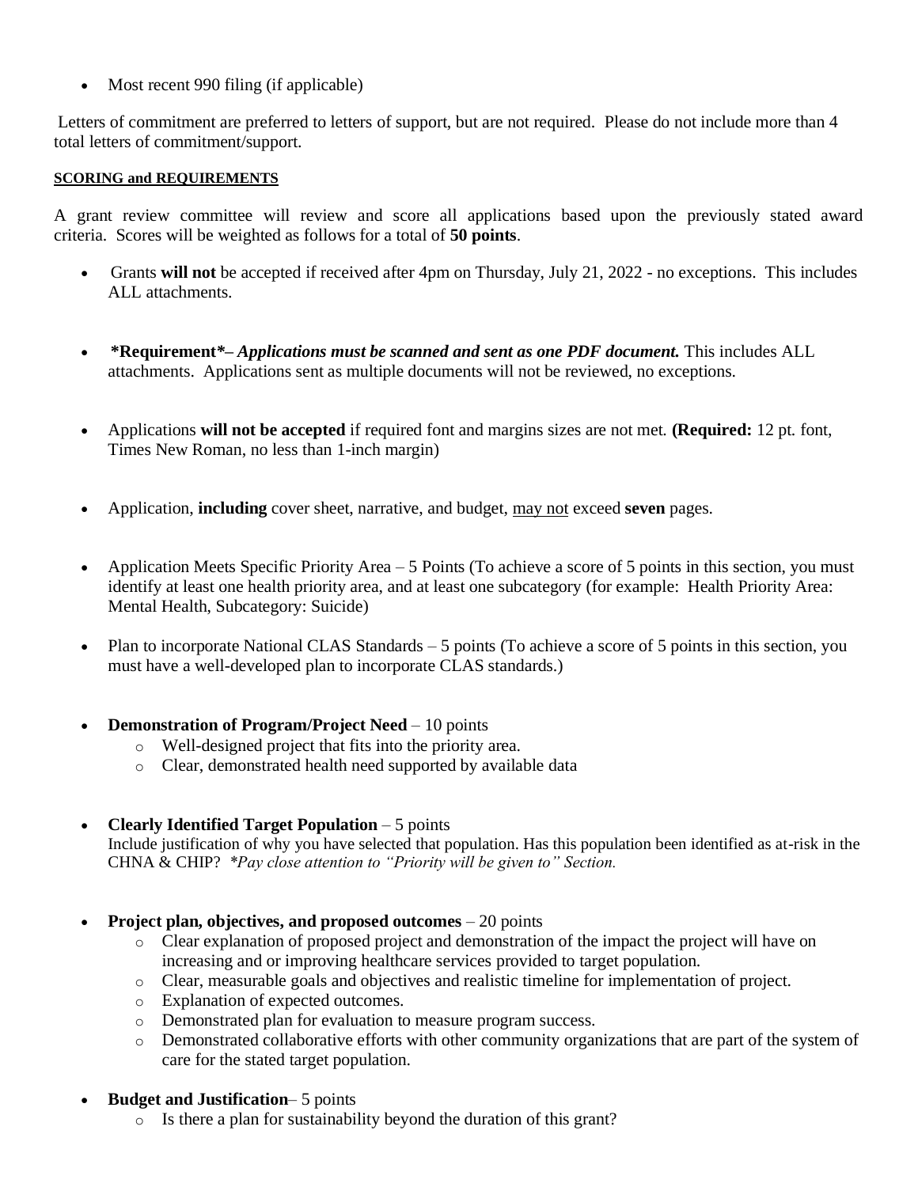- Most recent 990 filing (if applicable)

Letters of commitment are preferred to letters of support, but are not required. Please do not include more than 4 total letters of commitment/support.

**SCORING and REQUIREMENTS**

A grant review committee will review and score all applications based upon the previously stated award criteria. Scores will be weighted as follows for a total of **50 points**.

- Grants **will not** be accepted if received after 4pm on Thursday, July 21, 2022 - no exceptions. This includes ALL attachments.

- ***Requirement*–** ***Applications must be scanned and sent as one PDF document.*** This includes ALL attachments. Applications sent as multiple documents will not be reviewed, no exceptions.

- Applications **will not be accepted** if required font and margins sizes are not met. **(Required:** 12 pt. font, Times New Roman, no less than 1-inch margin)

- Application, **including** cover sheet, narrative, and budget, <u>may not</u> exceed **seven** pages.

- Application Meets Specific Priority Area – 5 Points (To achieve a score of 5 points in this section, you must identify at least one health priority area, and at least one subcategory (for example: Health Priority Area: Mental Health, Subcategory: Suicide)

- Plan to incorporate National CLAS Standards – 5 points (To achieve a score of 5 points in this section, you must have a well-developed plan to incorporate CLAS standards.)

- **Demonstration of Program/Project Need** – 10 points
  - Well-designed project that fits into the priority area.
  - Clear, demonstrated health need supported by available data

- **Clearly Identified Target Population** – 5 points
  Include justification of why you have selected that population. Has this population been identified as at-risk in the CHNA & CHIP? *\*Pay close attention to "Priority will be given to" Section.*

- **Project plan, objectives, and proposed outcomes** – 20 points
  - Clear explanation of proposed project and demonstration of the impact the project will have on increasing and or improving healthcare services provided to target population.
  - Clear, measurable goals and objectives and realistic timeline for implementation of project.
  - Explanation of expected outcomes.
  - Demonstrated plan for evaluation to measure program success.
  - Demonstrated collaborative efforts with other community organizations that are part of the system of care for the stated target population.

- **Budget and Justification**– 5 points
  - Is there a plan for sustainability beyond the duration of this grant?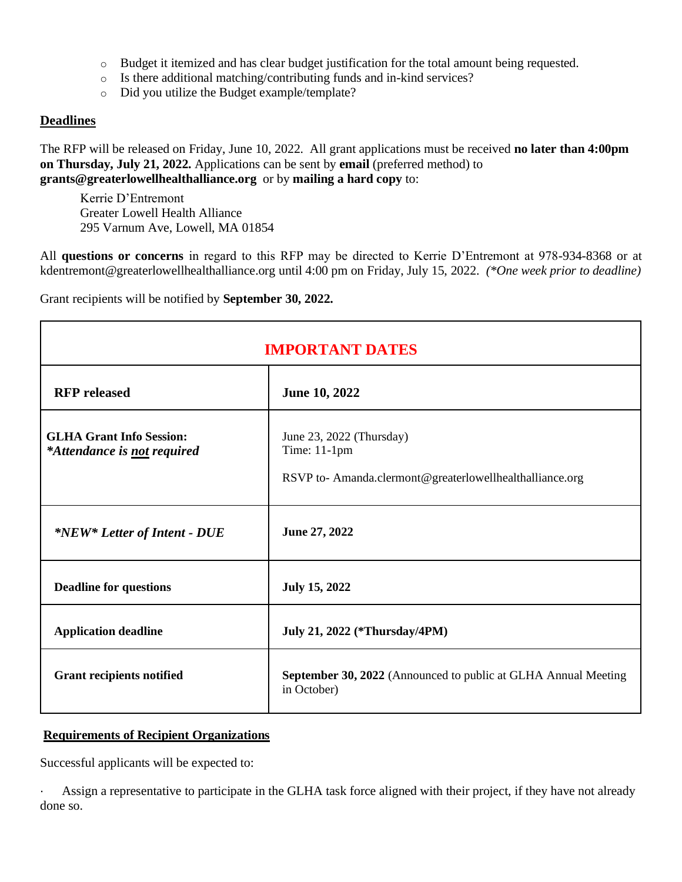- Budget it itemized and has clear budget justification for the total amount being requested.
- Is there additional matching/contributing funds and in-kind services?
- Did you utilize the Budget example/template?

## Deadlines

The RFP will be released on Friday, June 10, 2022. All grant applications must be received **no later than 4:00pm on Thursday, July 21, 2022.** Applications can be sent by **email** (preferred method) to **grants@greaterlowellhealthalliance.org** or by **mailing a hard copy** to:

Kerrie D'Entremont
Greater Lowell Health Alliance
295 Varnum Ave, Lowell, MA 01854

All **questions or concerns** in regard to this RFP may be directed to Kerrie D'Entremont at 978-934-8368 or at kdentremont@greaterlowellhealthalliance.org until 4:00 pm on Friday, July 15, 2022. *(\*One week prior to deadline)*

Grant recipients will be notified by **September 30, 2022.**

| IMPORTANT DATES | |
|---|---|
| **RFP released** | **June 10, 2022** |
| **GLHA Grant Info Session:** ***\*Attendance is not required*** | June 23, 2022 (Thursday)<br>Time: 11-1pm<br><br>RSVP to- Amanda.clermont@greaterlowellhealthalliance.org |
| ***\*NEW\* Letter of Intent - DUE*** | **June 27, 2022** |
| **Deadline for questions** | **July 15, 2022** |
| **Application deadline** | **July 21, 2022 (\*Thursday/4PM)** |
| **Grant recipients notified** | **September 30, 2022** (Announced to public at GLHA Annual Meeting in October) |

## Requirements of Recipient Organizations

Successful applicants will be expected to:

- Assign a representative to participate in the GLHA task force aligned with their project, if they have not already done so.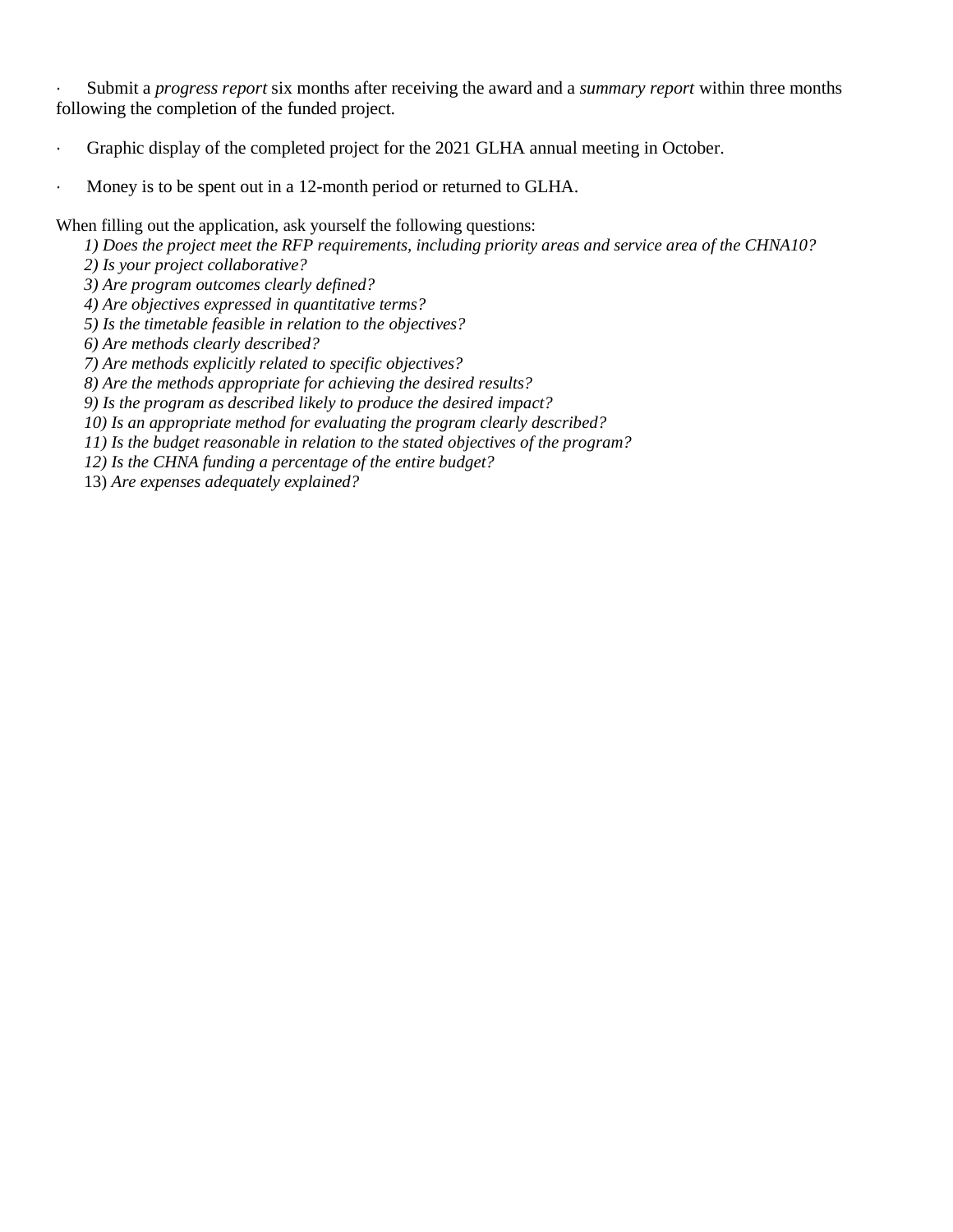- Submit a *progress report* six months after receiving the award and a *summary report* within three months following the completion of the funded project.

- Graphic display of the completed project for the 2021 GLHA annual meeting in October.

- Money is to be spent out in a 12-month period or returned to GLHA.

When filling out the application, ask yourself the following questions:

*1) Does the project meet the RFP requirements, including priority areas and service area of the CHNA10?*
*2) Is your project collaborative?*
*3) Are program outcomes clearly defined?*
*4) Are objectives expressed in quantitative terms?*
*5) Is the timetable feasible in relation to the objectives?*
*6) Are methods clearly described?*
*7) Are methods explicitly related to specific objectives?*
*8) Are the methods appropriate for achieving the desired results?*
*9) Is the program as described likely to produce the desired impact?*
*10) Is an appropriate method for evaluating the program clearly described?*
*11) Is the budget reasonable in relation to the stated objectives of the program?*
*12) Is the CHNA funding a percentage of the entire budget?*
13) *Are expenses adequately explained?*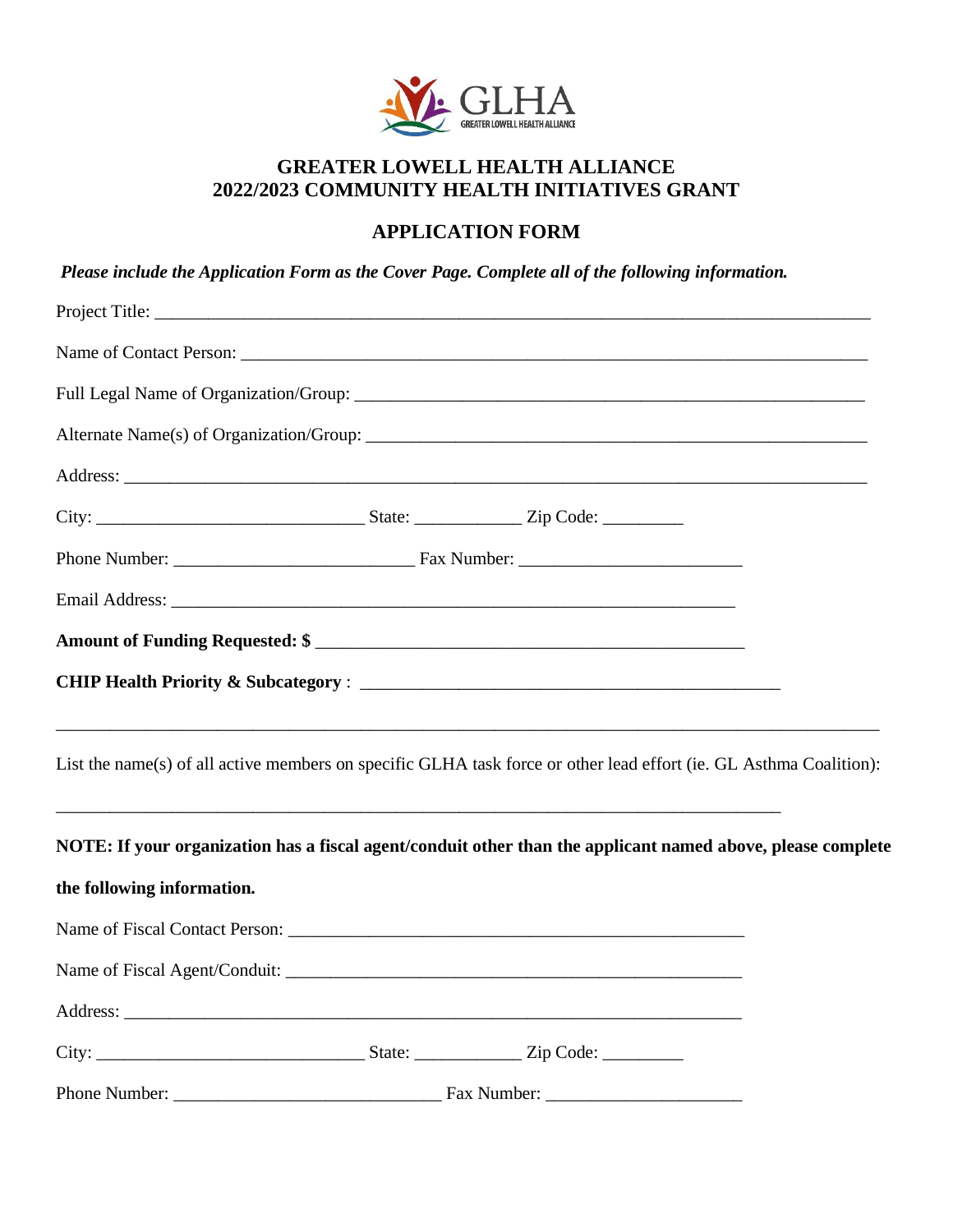GLHA
GREATER LOWELL HEALTH ALLIANCE

## GREATER LOWELL HEALTH ALLIANCE
## 2022/2023 COMMUNITY HEALTH INITIATIVES GRANT

### APPLICATION FORM

***Please include the Application Form as the Cover Page. Complete all of the following information.***

Project Title: ______________________________________________________________________________

Name of Contact Person: _____________________________________________________________________

Full Legal Name of Organization/Group: ______________________________________________________

Alternate Name(s) of Organization/Group: ____________________________________________________

Address: ____________________________________________________________________________________

City: ____________________________ State: ___________ Zip Code: _________

Phone Number: __________________________ Fax Number: ________________________

Email Address: ____________________________________________________________

**Amount of Funding Requested: $** ______________________________________________

**CHIP Health Priority & Subcategory** : ______________________________________________

_____________________________________________________________________________________________

List the name(s) of all active members on specific GLHA task force or other lead effort (ie. GL Asthma Coalition):

_____________________________________________________________________________________

**NOTE: If your organization has a fiscal agent/conduit other than the applicant named above, please complete the following information.**

Name of Fiscal Contact Person: ___________________________________________________

Name of Fiscal Agent/Conduit: ___________________________________________________

Address: _____________________________________________________________________

City: ____________________________ State: ___________ Zip Code: _________

Phone Number: _____________________________ Fax Number: _____________________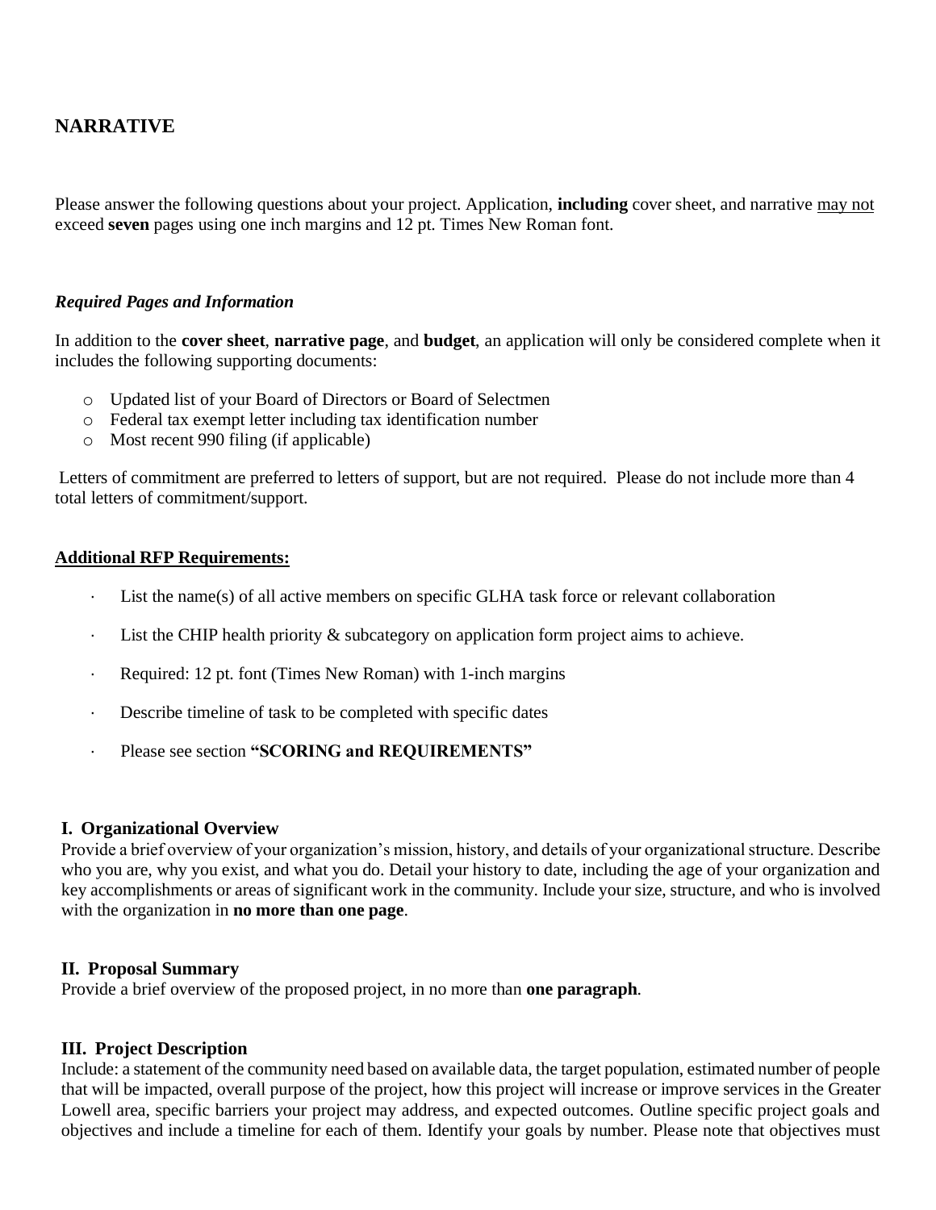## NARRATIVE

Please answer the following questions about your project. Application, **including** cover sheet, and narrative <u>may not</u> exceed **seven** pages using one inch margins and 12 pt. Times New Roman font.

### *Required Pages and Information*

In addition to the **cover sheet**, **narrative page**, and **budget**, an application will only be considered complete when it includes the following supporting documents:

- Updated list of your Board of Directors or Board of Selectmen
- Federal tax exempt letter including tax identification number
- Most recent 990 filing (if applicable)

Letters of commitment are preferred to letters of support, but are not required. Please do not include more than 4 total letters of commitment/support.

### <u>Additional RFP Requirements:</u>

- List the name(s) of all active members on specific GLHA task force or relevant collaboration
- List the CHIP health priority & subcategory on application form project aims to achieve.
- Required: 12 pt. font (Times New Roman) with 1-inch margins
- Describe timeline of task to be completed with specific dates
- Please see section **"SCORING and REQUIREMENTS"**

### I. Organizational Overview

Provide a brief overview of your organization's mission, history, and details of your organizational structure. Describe who you are, why you exist, and what you do. Detail your history to date, including the age of your organization and key accomplishments or areas of significant work in the community. Include your size, structure, and who is involved with the organization in **no more than one page**.

### II. Proposal Summary

Provide a brief overview of the proposed project, in no more than **one paragraph**.

### III. Project Description

Include: a statement of the community need based on available data, the target population, estimated number of people that will be impacted, overall purpose of the project, how this project will increase or improve services in the Greater Lowell area, specific barriers your project may address, and expected outcomes. Outline specific project goals and objectives and include a timeline for each of them. Identify your goals by number. Please note that objectives must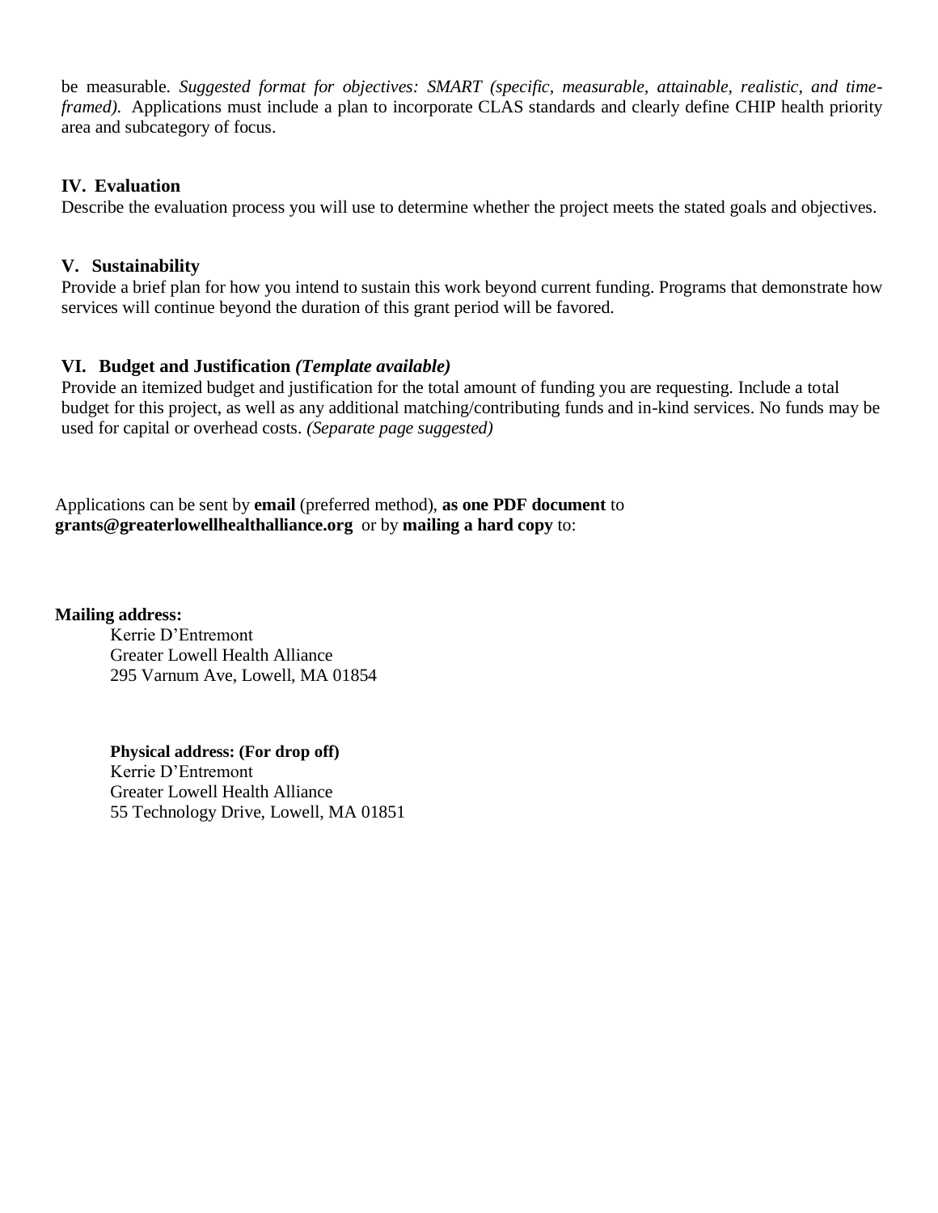be measurable. *Suggested format for objectives: SMART (specific, measurable, attainable, realistic, and time-framed).* Applications must include a plan to incorporate CLAS standards and clearly define CHIP health priority area and subcategory of focus.

## IV. Evaluation

Describe the evaluation process you will use to determine whether the project meets the stated goals and objectives.

## V. Sustainability

Provide a brief plan for how you intend to sustain this work beyond current funding. Programs that demonstrate how services will continue beyond the duration of this grant period will be favored.

## VI. Budget and Justification *(Template available)*

Provide an itemized budget and justification for the total amount of funding you are requesting. Include a total budget for this project, as well as any additional matching/contributing funds and in-kind services. No funds may be used for capital or overhead costs. *(Separate page suggested)*

Applications can be sent by **email** (preferred method), **as one PDF document** to **grants@greaterlowellhealthalliance.org** or by **mailing a hard copy** to:

**Mailing address:**

Kerrie D'Entremont
Greater Lowell Health Alliance
295 Varnum Ave, Lowell, MA 01854

**Physical address: (For drop off)**

Kerrie D'Entremont
Greater Lowell Health Alliance
55 Technology Drive, Lowell, MA 01851